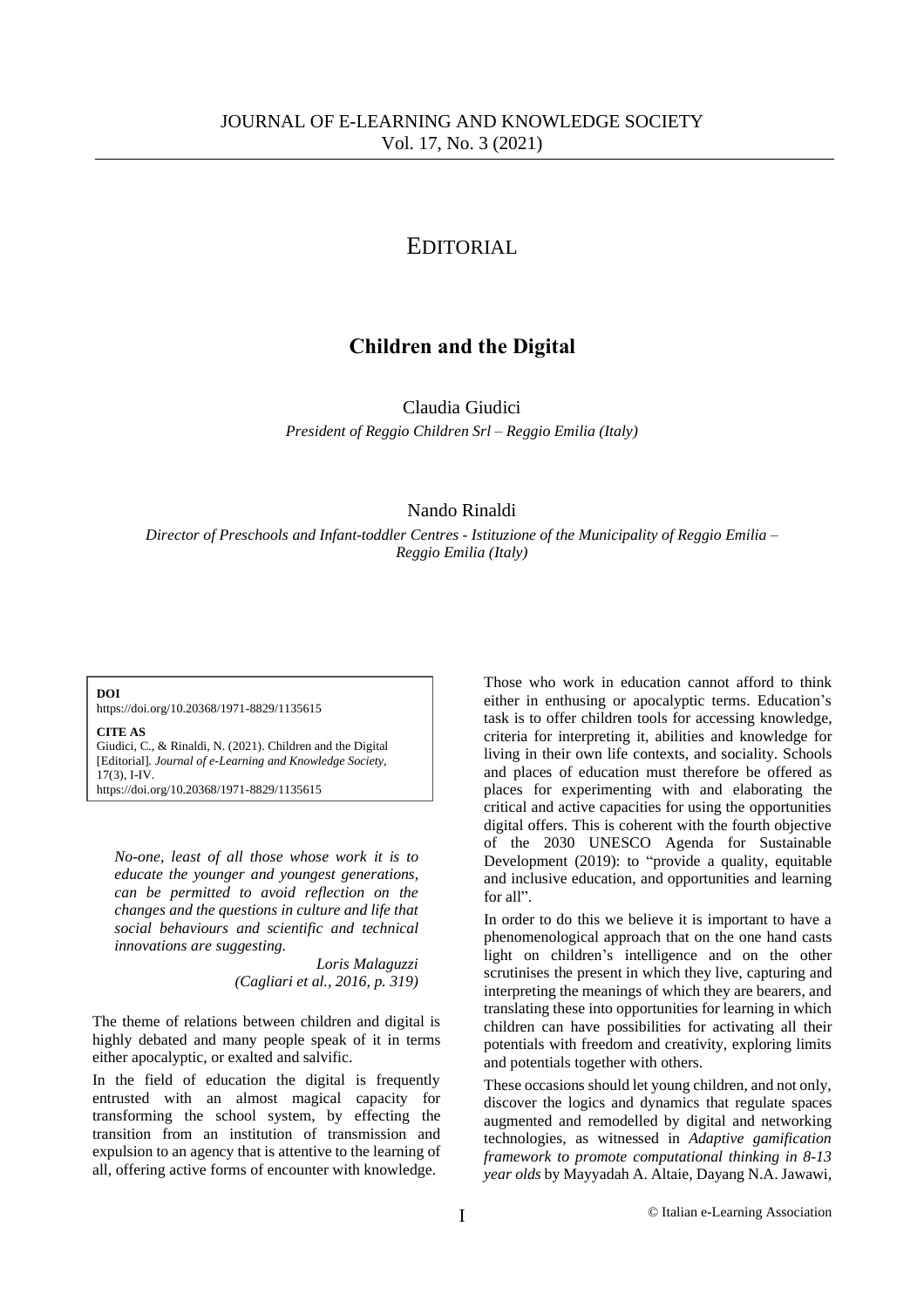# EDITORIAL

## Children and the Digital

Claudia Giudici

*President of Reggio Children Srl – Reggio Emilia (Italy)*

Nando Rinaldi

*Director of Preschools and Infant-toddler Centres - Istituzione of the Municipality of Reggio Emilia – Reggio Emilia (Italy)*

**DOI**
https://doi.org/10.20368/1971-8829/1135615

**CITE AS**
Giudici, C., & Rinaldi, N. (2021). Children and the Digital [Editorial]. *Journal of e-Learning and Knowledge Society,* 17(3), I-IV.
https://doi.org/10.20368/1971-8829/1135615

> *No-one, least of all those whose work it is to educate the younger and youngest generations, can be permitted to avoid reflection on the changes and the questions in culture and life that social behaviours and scientific and technical innovations are suggesting.*
>
> *Loris Malaguzzi*
> *(Cagliari et al., 2016, p. 319)*

The theme of relations between children and digital is highly debated and many people speak of it in terms either apocalyptic, or exalted and salvific.

In the field of education the digital is frequently entrusted with an almost magical capacity for transforming the school system, by effecting the transition from an institution of transmission and expulsion to an agency that is attentive to the learning of all, offering active forms of encounter with knowledge.

Those who work in education cannot afford to think either in enthusing or apocalyptic terms. Education's task is to offer children tools for accessing knowledge, criteria for interpreting it, abilities and knowledge for living in their own life contexts, and sociality. Schools and places of education must therefore be offered as places for experimenting with and elaborating the critical and active capacities for using the opportunities digital offers. This is coherent with the fourth objective of the 2030 UNESCO Agenda for Sustainable Development (2019): to "provide a quality, equitable and inclusive education, and opportunities and learning for all".

In order to do this we believe it is important to have a phenomenological approach that on the one hand casts light on children's intelligence and on the other scrutinises the present in which they live, capturing and interpreting the meanings of which they are bearers, and translating these into opportunities for learning in which children can have possibilities for activating all their potentials with freedom and creativity, exploring limits and potentials together with others.

These occasions should let young children, and not only, discover the logics and dynamics that regulate spaces augmented and remodelled by digital and networking technologies, as witnessed in *Adaptive gamification framework to promote computational thinking in 8-13 year olds* by Mayyadah A. Altaie, Dayang N.A. Jawawi,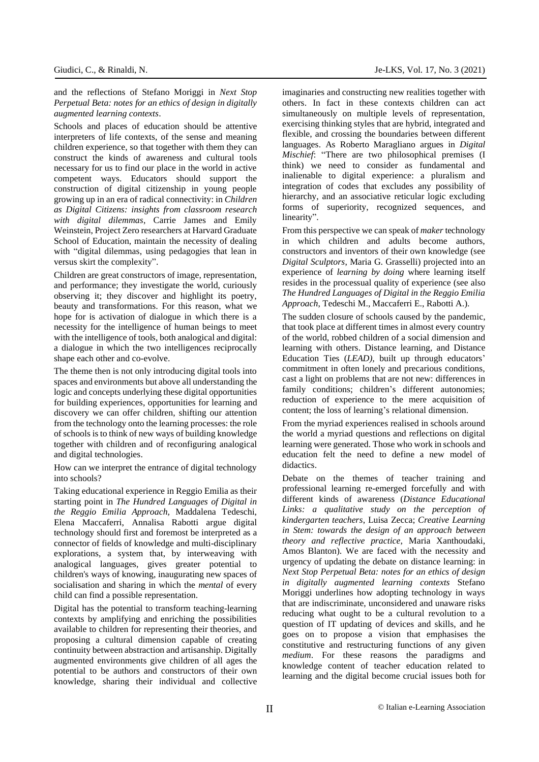and the reflections of Stefano Moriggi in *Next Stop Perpetual Beta: notes for an ethics of design in digitally augmented learning contexts*.

Schools and places of education should be attentive interpreters of life contexts, of the sense and meaning children experience, so that together with them they can construct the kinds of awareness and cultural tools necessary for us to find our place in the world in active competent ways. Educators should support the construction of digital citizenship in young people growing up in an era of radical connectivity: in *Children as Digital Citizens: insights from classroom research with digital dilemmas*, Carrie James and Emily Weinstein, Project Zero researchers at Harvard Graduate School of Education, maintain the necessity of dealing with "digital dilemmas, using pedagogies that lean in versus skirt the complexity".

Children are great constructors of image, representation, and performance; they investigate the world, curiously observing it; they discover and highlight its poetry, beauty and transformations. For this reason, what we hope for is activation of dialogue in which there is a necessity for the intelligence of human beings to meet with the intelligence of tools, both analogical and digital: a dialogue in which the two intelligences reciprocally shape each other and co-evolve.

The theme then is not only introducing digital tools into spaces and environments but above all understanding the logic and concepts underlying these digital opportunities for building experiences, opportunities for learning and discovery we can offer children, shifting our attention from the technology onto the learning processes: the role of schools is to think of new ways of building knowledge together with children and of reconfiguring analogical and digital technologies.

How can we interpret the entrance of digital technology into schools?

Taking educational experience in Reggio Emilia as their starting point in *The Hundred Languages of Digital in the Reggio Emilia Approach,* Maddalena Tedeschi, Elena Maccaferri, Annalisa Rabotti argue digital technology should first and foremost be interpreted as a connector of fields of knowledge and multi-disciplinary explorations, a system that, by interweaving with analogical languages, gives greater potential to children's ways of knowing, inaugurating new spaces of socialisation and sharing in which the *mental* of every child can find a possible representation.

Digital has the potential to transform teaching-learning contexts by amplifying and enriching the possibilities available to children for representing their theories, and proposing a cultural dimension capable of creating continuity between abstraction and artisanship. Digitally augmented environments give children of all ages the potential to be authors and constructors of their own knowledge, sharing their individual and collective imaginaries and constructing new realities together with others. In fact in these contexts children can act simultaneously on multiple levels of representation, exercising thinking styles that are hybrid, integrated and flexible, and crossing the boundaries between different languages. As Roberto Maragliano argues in *Digital Mischief*: "There are two philosophical premises (I think) we need to consider as fundamental and inalienable to digital experience: a pluralism and integration of codes that excludes any possibility of hierarchy, and an associative reticular logic excluding forms of superiority, recognized sequences, and linearity".

From this perspective we can speak of *maker* technology in which children and adults become authors, constructors and inventors of their own knowledge (see *Digital Sculptors*, Maria G. Grasselli) projected into an experience of *learning by doing* where learning itself resides in the processual quality of experience (see also *The Hundred Languages of Digital in the Reggio Emilia Approach*, Tedeschi M., Maccaferri E., Rabotti A.).

The sudden closure of schools caused by the pandemic, that took place at different times in almost every country of the world, robbed children of a social dimension and learning with others. Distance learning, and Distance Education Ties (*LEAD),* built up through educators' commitment in often lonely and precarious conditions, cast a light on problems that are not new: differences in family conditions; children's different autonomies; reduction of experience to the mere acquisition of content; the loss of learning's relational dimension.

From the myriad experiences realised in schools around the world a myriad questions and reflections on digital learning were generated. Those who work in schools and education felt the need to define a new model of didactics.

Debate on the themes of teacher training and professional learning re-emerged forcefully and with different kinds of awareness (*Distance Educational Links: a qualitative study on the perception of kindergarten teachers*, Luisa Zecca; *Creative Learning in Stem: towards the design of an approach between theory and reflective practice*, Maria Xanthoudaki, Amos Blanton). We are faced with the necessity and urgency of updating the debate on distance learning: in *Next Stop Perpetual Beta: notes for an ethics of design in digitally augmented learning contexts* Stefano Moriggi underlines how adopting technology in ways that are indiscriminate, unconsidered and unaware risks reducing what ought to be a cultural revolution to a question of IT updating of devices and skills, and he goes on to propose a vision that emphasises the constitutive and restructuring functions of any given *medium*. For these reasons the paradigms and knowledge content of teacher education related to learning and the digital become crucial issues both for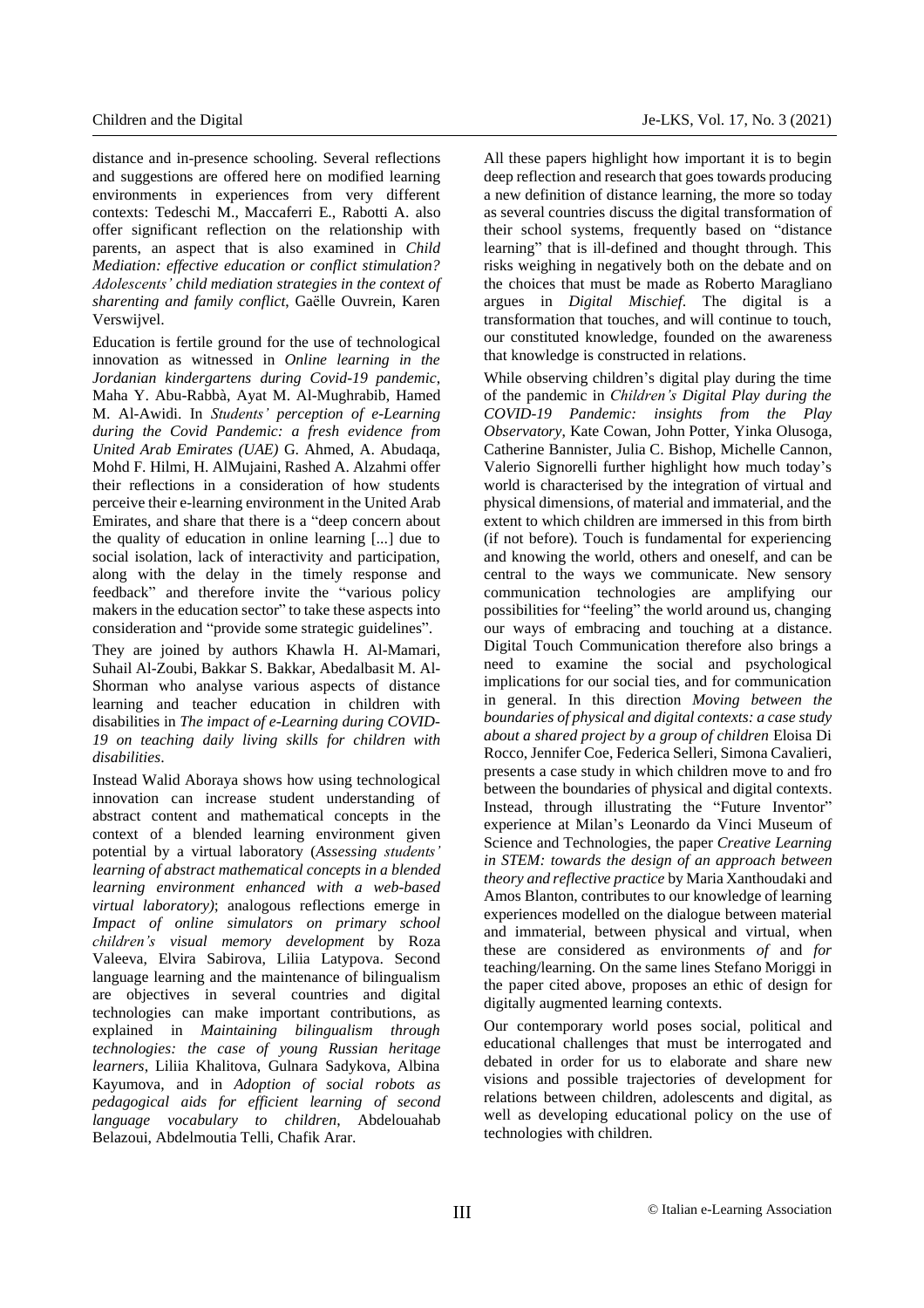distance and in-presence schooling. Several reflections and suggestions are offered here on modified learning environments in experiences from very different contexts: Tedeschi M., Maccaferri E., Rabotti A. also offer significant reflection on the relationship with parents, an aspect that is also examined in *Child Mediation: effective education or conflict stimulation? Adolescents' child mediation strategies in the context of sharenting and family conflict*, Gaëlle Ouvrein, Karen Verswijvel.

Education is fertile ground for the use of technological innovation as witnessed in *Online learning in the Jordanian kindergartens during Covid-19 pandemic*, Maha Y. Abu-Rabbà, Ayat M. Al-Mughrabib, Hamed M. Al-Awidi. In *Students' perception of e-Learning during the Covid Pandemic: a fresh evidence from United Arab Emirates (UAE)* G. Ahmed, A. Abudaqa, Mohd F. Hilmi, H. AlMujaini, Rashed A. Alzahmi offer their reflections in a consideration of how students perceive their e-learning environment in the United Arab Emirates, and share that there is a "deep concern about the quality of education in online learning [...] due to social isolation, lack of interactivity and participation, along with the delay in the timely response and feedback" and therefore invite the "various policy makers in the education sector" to take these aspects into consideration and "provide some strategic guidelines".

They are joined by authors Khawla H. Al-Mamari, Suhail Al-Zoubi, Bakkar S. Bakkar, Abedalbasit M. Al-Shorman who analyse various aspects of distance learning and teacher education in children with disabilities in *The impact of e-Learning during COVID-19 on teaching daily living skills for children with disabilities*.

Instead Walid Aboraya shows how using technological innovation can increase student understanding of abstract content and mathematical concepts in the context of a blended learning environment given potential by a virtual laboratory (*Assessing students' learning of abstract mathematical concepts in a blended learning environment enhanced with a web-based virtual laboratory)*; analogous reflections emerge in *Impact of online simulators on primary school children's visual memory development* by Roza Valeeva, Elvira Sabirova, Liliia Latypova. Second language learning and the maintenance of bilingualism are objectives in several countries and digital technologies can make important contributions, as explained in *Maintaining bilingualism through technologies: the case of young Russian heritage learners*, Liliia Khalitova, Gulnara Sadykova, Albina Kayumova, and in *Adoption of social robots as pedagogical aids for efficient learning of second language vocabulary to children*, Abdelouahab Belazoui, Abdelmoutia Telli, Chafik Arar.

All these papers highlight how important it is to begin deep reflection and research that goes towards producing a new definition of distance learning, the more so today as several countries discuss the digital transformation of their school systems, frequently based on "distance learning" that is ill-defined and thought through. This risks weighing in negatively both on the debate and on the choices that must be made as Roberto Maragliano argues in *Digital Mischief*. The digital is a transformation that touches, and will continue to touch, our constituted knowledge, founded on the awareness that knowledge is constructed in relations.

While observing children's digital play during the time of the pandemic in *Children's Digital Play during the COVID-19 Pandemic: insights from the Play Observatory*, Kate Cowan, John Potter, Yinka Olusoga, Catherine Bannister, Julia C. Bishop, Michelle Cannon, Valerio Signorelli further highlight how much today's world is characterised by the integration of virtual and physical dimensions, of material and immaterial, and the extent to which children are immersed in this from birth (if not before). Touch is fundamental for experiencing and knowing the world, others and oneself, and can be central to the ways we communicate. New sensory communication technologies are amplifying our possibilities for "feeling" the world around us, changing our ways of embracing and touching at a distance. Digital Touch Communication therefore also brings a need to examine the social and psychological implications for our social ties, and for communication in general. In this direction *Moving between the boundaries of physical and digital contexts: a case study about a shared project by a group of children* Eloisa Di Rocco, Jennifer Coe, Federica Selleri, Simona Cavalieri, presents a case study in which children move to and fro between the boundaries of physical and digital contexts. Instead, through illustrating the "Future Inventor" experience at Milan's Leonardo da Vinci Museum of Science and Technologies, the paper *Creative Learning in STEM: towards the design of an approach between theory and reflective practice* by Maria Xanthoudaki and Amos Blanton, contributes to our knowledge of learning experiences modelled on the dialogue between material and immaterial, between physical and virtual, when these are considered as environments *of* and *for* teaching/learning. On the same lines Stefano Moriggi in the paper cited above, proposes an ethic of design for digitally augmented learning contexts.

Our contemporary world poses social, political and educational challenges that must be interrogated and debated in order for us to elaborate and share new visions and possible trajectories of development for relations between children, adolescents and digital, as well as developing educational policy on the use of technologies with children.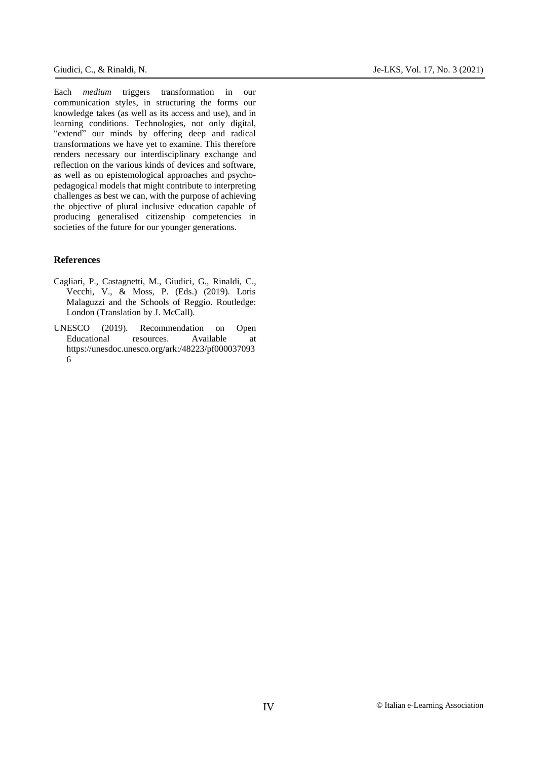Each *medium* triggers transformation in our communication styles, in structuring the forms our knowledge takes (as well as its access and use), and in learning conditions. Technologies, not only digital, "extend" our minds by offering deep and radical transformations we have yet to examine. This therefore renders necessary our interdisciplinary exchange and reflection on the various kinds of devices and software, as well as on epistemological approaches and psycho-pedagogical models that might contribute to interpreting challenges as best we can, with the purpose of achieving the objective of plural inclusive education capable of producing generalised citizenship competencies in societies of the future for our younger generations.

## References

Cagliari, P., Castagnetti, M., Giudici, G., Rinaldi, C., Vecchi, V., & Moss, P. (Eds.) (2019). Loris Malaguzzi and the Schools of Reggio. Routledge: London (Translation by J. McCall).

UNESCO (2019). Recommendation on Open Educational resources. Available at https://unesdoc.unesco.org/ark:/48223/pf0000370936